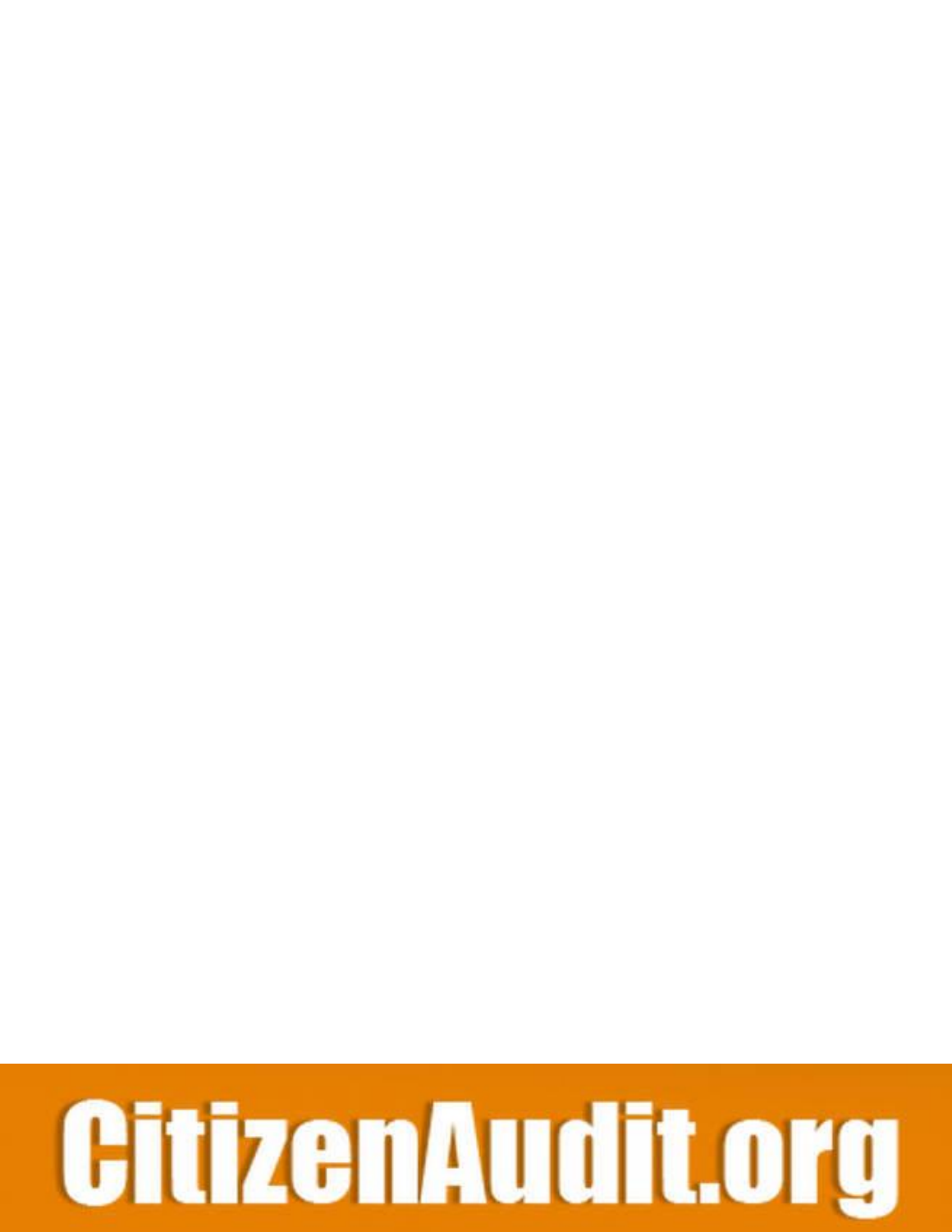CitizenAudit.org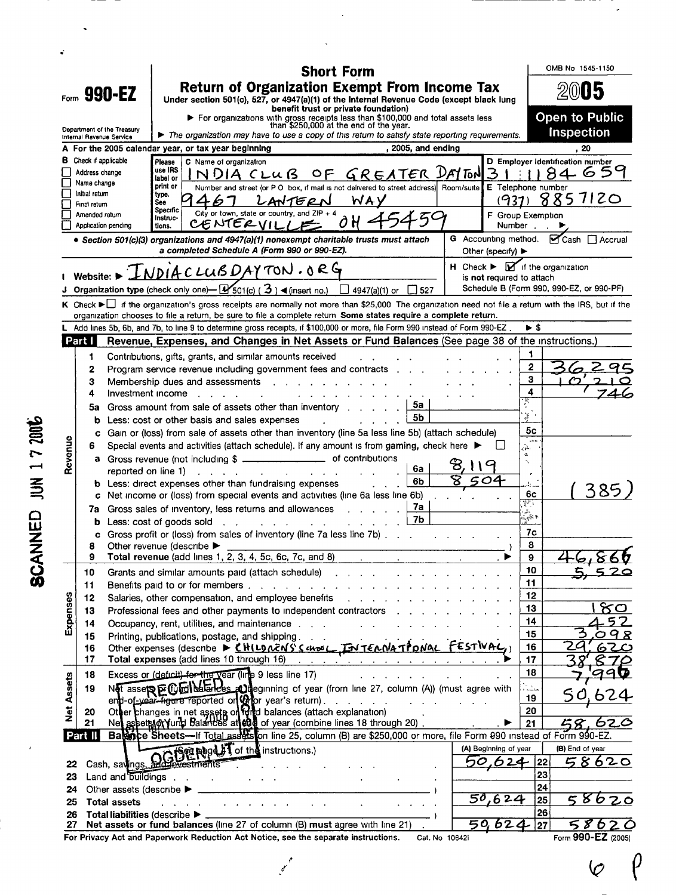# Form 990-EZ

## Short Form
## Return of Organization Exempt From Income Tax

Under section 501(c), 527, or 4947(a)(1) of the Internal Revenue Code (except black lung benefit trust or private foundation)

► For organizations with gross receipts less than $100,000 and total assets less than $250,000 at the end of the year.

► *The organization may have to use a copy of this return to satisfy state reporting requirements.*

Department of the Treasury
Internal Revenue Service

OMB No 1545-1150

**2005**

**Open to Public Inspection**

**A** For the 2005 calendar year, or tax year beginning , 2005, and ending , 20

**B** Check if applicable
- ☐ Address change
- ☐ Name change
- ☐ Initial return
- ☐ Final return
- ☐ Amended return
- ☐ Application pending

Please use IRS label or print or type. See Specific Instructions.

**C** Name of organization: INDIA CLUB OF GREATER DAYTON

Number and street (or P O box, if mail is not delivered to street address) Room/suite: 9467 LANTERN WAY

City or town, state or country, and ZIP + 4: CENTERVILLE OH 45459

**D** Employer identification number: 31 1184659

**E** Telephone number: (937) 8857120

**F** Group Exemption Number ►

• **Section 501(c)(3) organizations and 4947(a)(1) nonexempt charitable trusts must attach a completed Schedule A (Form 990 or 990-EZ).**

**G** Accounting method: ☑ Cash ☐ Accrual Other (specify) ►

**I** Website: ► INDIACLUBDAYTON.ORG

**H** Check ► ☑ if the organization is **not** required to attach Schedule B (Form 990, 990-EZ, or 990-PF)

**J** Organization type (check only one)— ☑ 501(c) ( 3 ) ◄(insert no.) ☐ 4947(a)(1) or ☐ 527

**K** Check ► ☐ if the organization's gross receipts are normally not more than $25,000 The organization need not file a return with the IRS, but if the organization chooses to file a return, be sure to file a complete return **Some states require a complete return.**

**L** Add lines 5b, 6b, and 7b, to line 9 to determine gross receipts, if $100,000 or more, file Form 990 instead of Form 990-EZ . ► $

## Part I — Revenue, Expenses, and Changes in Net Assets or Fund Balances (See page 38 of the instructions.)

| | Line | Description | | | | Amount |
|---|---|---|---|---|---|---|
| Revenue | 1 | Contributions, gifts, grants, and similar amounts received | | | 1 | |
| | 2 | Program service revenue including government fees and contracts | | | 2 | 36,295 |
| | 3 | Membership dues and assessments | | | 3 | 10,210 |
| | 4 | Investment income | | | 4 | 746 |
| | 5a | Gross amount from sale of assets other than inventory | 5a | | | |
| | b | Less: cost or other basis and sales expenses | 5b | | | |
| | c | Gain or (loss) from sale of assets other than inventory (line 5a less line 5b) (attach schedule) | | | 5c | |
| | 6 | Special events and activities (attach schedule). If any amount is from gaming, check here ► ☐ | | | | |
| | a | Gross revenue (not including $ ______ of contributions reported on line 1) | 6a | 8,119 | | |
| | b | Less: direct expenses other than fundraising expenses | 6b | 8,504 | | |
| | c | Net income or (loss) from special events and activities (line 6a less line 6b) | | | 6c | (385) |
| | 7a | Gross sales of inventory, less returns and allowances | 7a | | | |
| | b | Less: cost of goods sold | 7b | | | |
| | c | Gross profit or (loss) from sales of inventory (line 7a less line 7b) | | | 7c | |
| | 8 | Other revenue (describe ► ) | | | 8 | |
| | 9 | **Total revenue** (add lines 1, 2, 3, 4, 5c, 6c, 7c, and 8) ► | | | 9 | 46,866 |
| Expenses | 10 | Grants and similar amounts paid (attach schedule) | | | 10 | 5,520 |
| | 11 | Benefits paid to or for members | | | 11 | |
| | 12 | Salaries, other compensation, and employee benefits | | | 12 | |
| | 13 | Professional fees and other payments to independent contractors | | | 13 | 180 |
| | 14 | Occupancy, rent, utilities, and maintenance | | | 14 | 452 |
| | 15 | Printing, publications, postage, and shipping | | | 15 | 3,098 |
| | 16 | Other expenses (describe ► CHILDRENS SCHOOL, INTERNATIONAL FESTIVAL) | | | 16 | 29,620 |
| | 17 | **Total expenses** (add lines 10 through 16) ► | | | 17 | 38,870 |
| Net Assets | 18 | Excess or (deficit) for the year (line 9 less line 17) | | | 18 | 7,996 |
| | 19 | Net assets or fund balances at beginning of year (from line 27, column (A)) (must agree with end-of-year figure reported on prior year's return) | | | 19 | 50,624 |
| | 20 | Other changes in net assets or fund balances (attach explanation) | | | 20 | |
| | 21 | Net assets or fund balances at end of year (combine lines 18 through 20) ► | | | 21 | 58,620 |

## Part II — Balance Sheets—If Total assets on line 25, column (B) are $250,000 or more, file Form 990 instead of Form 990-EZ.

(See page 41 of the instructions.)

| Line | Description | (A) Beginning of year | | (B) End of year |
|---|---|---|---|---|
| 22 | Cash, savings, and investments | 50,624 | 22 | 58620 |
| 23 | Land and buildings | | 23 | |
| 24 | Other assets (describe ► ) | | 24 | |
| 25 | **Total assets** | 50,624 | 25 | 58620 |
| 26 | **Total liabilities** (describe ► ) | | 26 | |
| 27 | **Net assets or fund balances** (line 27 of column (B) **must** agree with line 21) | 50,624 | 27 | 58620 |

For Privacy Act and Paperwork Reduction Act Notice, see the separate instructions. Cat. No 10642I Form **990-EZ** (2005)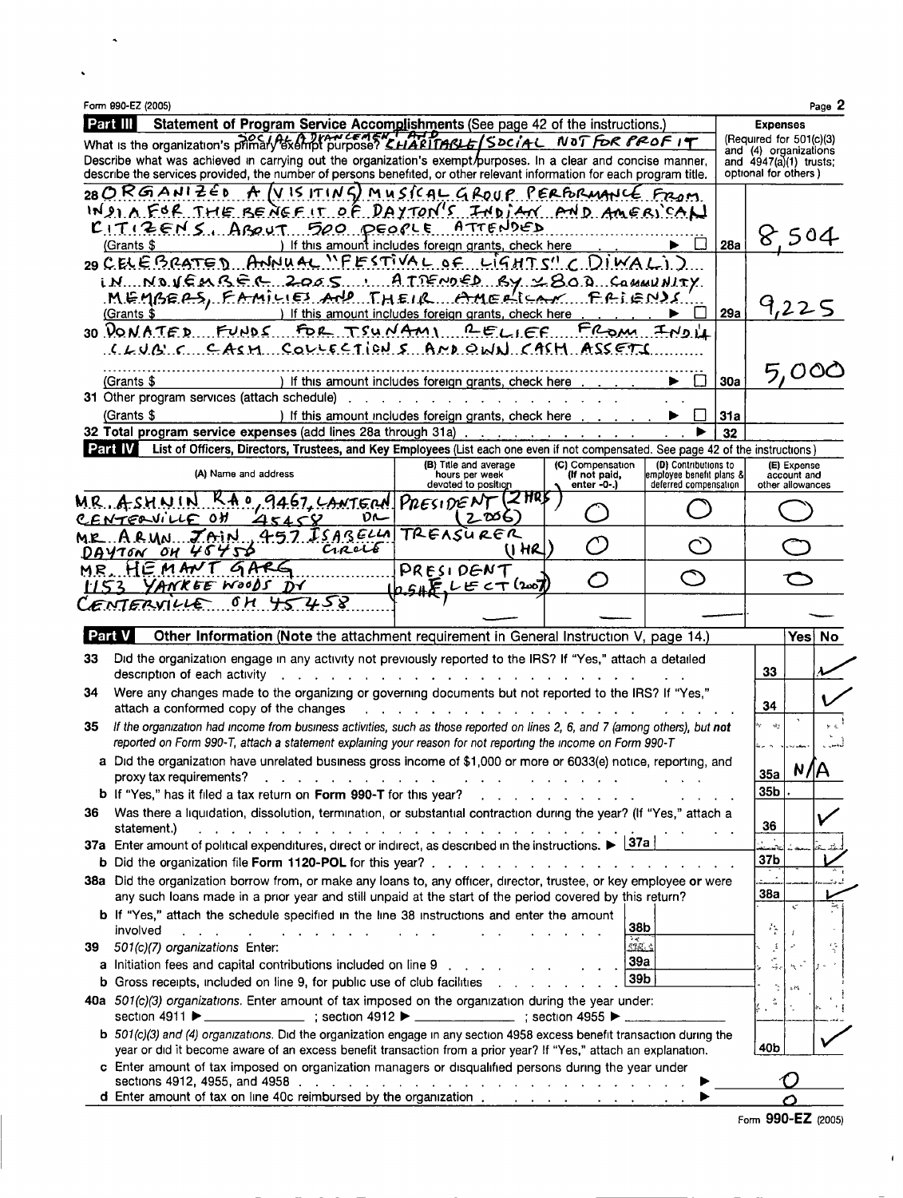Form 990-EZ (2005)

## Part III Statement of Program Service Accomplishments (See page 42 of the instructions.)

What is the organization's primary exempt purpose? SOCIAL ADVANCEMENT AND CHARITABLE/SOCIAL NOT FOR PROFIT

Describe what was achieved in carrying out the organization's exempt purposes. In a clear and concise manner, describe the services provided, the number of persons benefited, or other relevant information for each program title.

**Expenses** (Required for 501(c)(3) and (4) organizations and 4947(a)(1) trusts; optional for others)

| | | |
|---|---|---|
| 28 ORGANIZED A (VISITING) MUSICAL GROUP PERFORMANCE FROM INDIA FOR THE BENEFIT OF DAYTON'S INDIAN AND AMERICAN CITIZENS. ABOUT 500 PEOPLE ATTENDED (Grants $ ) If this amount includes foreign grants, check here ☐ | 28a | 8,504 |
| 29 CELEBRATED ANNUAL "FESTIVAL OF LIGHTS" (DIWALI) IN NOVEMBER 2005. ATTENDED BY ~800 COMMUNITY MEMBERS, FAMILIES AND THEIR AMERICAN FRIENDS (Grants $ ) If this amount includes foreign grants, check here ☐ | 29a | 9,225 |
| 30 DONATED FUNDS FOR TSUNAMI RELIEF FROM INDIA CLUB'S CASH COLLECTIONS AND OWN CASH ASSETS (Grants $ ) If this amount includes foreign grants, check here ☐ | 30a | 5,000 |
| 31 Other program services (attach schedule) (Grants $ ) If this amount includes foreign grants, check here ☐ | 31a | |
| 32 Total program service expenses (add lines 28a through 31a) | 32 | |

## Part IV List of Officers, Directors, Trustees, and Key Employees (List each one even if not compensated. See page 42 of the instructions)

| (A) Name and address | (B) Title and average hours per week devoted to position | (C) Compensation (If not paid, enter -0-.) | (D) Contributions to employee benefit plans & deferred compensation | (E) Expense account and other allowances |
|---|---|---|---|---|
| MR. ASHWIN RAO, 9467, LANTERN DR CENTERVILLE OH 45458 | PRESIDENT (2HRS) (2006) | 0 | 0 | 0 |
| MR. ARUN JAIN, 457 ISABELLA CIRCLE DAYTON OH 45458 | TREASURER (1 HR) | 0 | 0 | 0 |
| MR. HEMANT GARG 1153 YANKEE WOODS DR CENTERVILLE OH 45458 | PRESIDENT (0.5HR), ELECT (2007) | 0 | 0 | 0 |
| | — | — | — | — |

## Part V Other Information (Note the attachment requirement in General Instruction V, page 14.)

| | | | Yes | No |
|---|---|---|---|---|
| 33 | Did the organization engage in any activity not previously reported to the IRS? If "Yes," attach a detailed description of each activity | 33 | | ✓ |
| 34 | Were any changes made to the organizing or governing documents but not reported to the IRS? If "Yes," attach a conformed copy of the changes | 34 | | ✓ |
| 35 | *If the organization had income from business activities, such as those reported on lines 2, 6, and 7 (among others), but not reported on Form 990-T, attach a statement explaining your reason for not reporting the income on Form 990-T* | | | |
| a | Did the organization have unrelated business gross income of $1,000 or more or 6033(e) notice, reporting, and proxy tax requirements? | 35a | N/A | |
| b | If "Yes," has it filed a tax return on Form 990-T for this year? | 35b | | |
| 36 | Was there a liquidation, dissolution, termination, or substantial contraction during the year? (If "Yes," attach a statement.) | 36 | | ✓ |
| 37a | Enter amount of political expenditures, direct or indirect, as described in the instructions. ▶ 37a | | | |
| b | Did the organization file Form 1120-POL for this year? | 37b | | ✓ |
| 38a | Did the organization borrow from, or make any loans to, any officer, director, trustee, or key employee or were any such loans made in a prior year and still unpaid at the start of the period covered by this return? | 38a | | ✓ |
| b | If "Yes," attach the schedule specified in the line 38 instructions and enter the amount involved — 38b | | | |
| 39 | 501(c)(7) organizations Enter: | | | |
| a | Initiation fees and capital contributions included on line 9 — 39a | | | |
| b | Gross receipts, included on line 9, for public use of club facilities — 39b | | | |
| 40a | 501(c)(3) organizations. Enter amount of tax imposed on the organization during the year under: section 4911 ▶ ______ ; section 4912 ▶ ______ ; section 4955 ▶ ______ | | | |
| b | *501(c)(3) and (4) organizations.* Did the organization engage in any section 4958 excess benefit transaction during the year or did it become aware of an excess benefit transaction from a prior year? If "Yes," attach an explanation. | 40b | | ✓ |
| c | Enter amount of tax imposed on organization managers or disqualified persons during the year under sections 4912, 4955, and 4958 ▶ | | 0 | |
| d | Enter amount of tax on line 40c reimbursed by the organization ▶ | | 0 | |

Form 990-EZ (2005)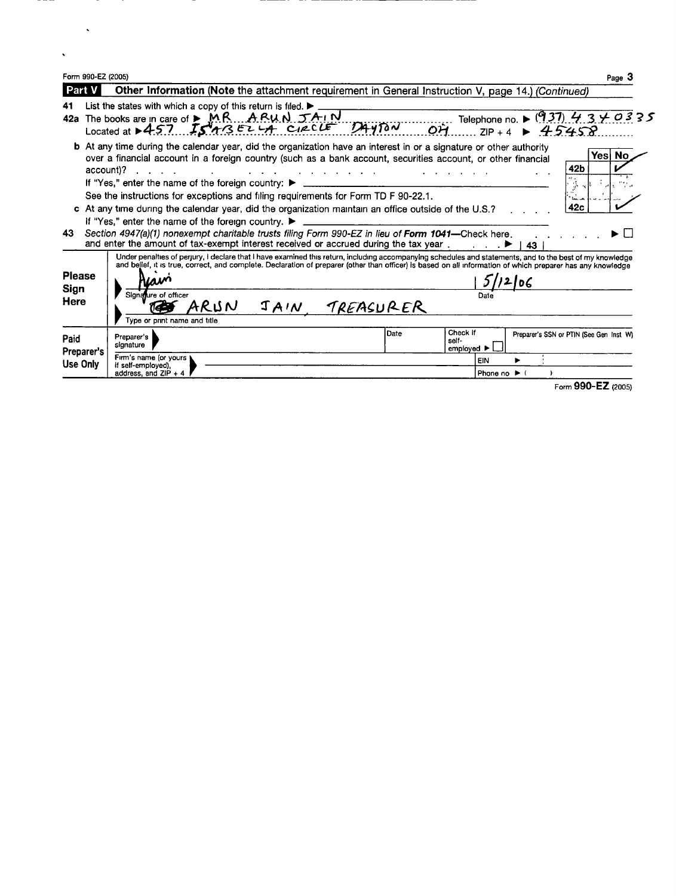Form 990-EZ (2005)

## Part V — Other Information (Note the attachment requirement in General Instruction V, page 14.) *(Continued)*

**41** List the states with which a copy of this return is filed. ▶

**42a** The books are in care of ▶ MR ARUN JAIN Telephone no. ▶ (937) 434 0335

Located at ▶ 457 ISABELLA CIRCLE DAYTON OH ZIP + 4 ▶ 45458

**b** At any time during the calendar year, did the organization have an interest in or a signature or other authority over a financial account in a foreign country (such as a bank account, securities account, or other financial account)? — **42b** Yes: No: ✓

If "Yes," enter the name of the foreign country: ▶

See the instructions for exceptions and filing requirements for Form TD F 90-22.1.

**c** At any time during the calendar year, did the organization maintain an office outside of the U.S.? — **42c** Yes: No: ✓

If "Yes," enter the name of the foreign country. ▶

**43** *Section 4947(a)(1) nonexempt charitable trusts filing Form 990-EZ in lieu of* **Form 1041**—Check here. ▶ ☐

and enter the amount of tax-exempt interest received or accrued during the tax year ▶ | 43 |

### Please Sign Here

Under penalties of perjury, I declare that I have examined this return, including accompanying schedules and statements, and to the best of my knowledge and belief, it is true, correct, and complete. Declaration of preparer (other than officer) is based on all information of which preparer has any knowledge

| Signature of officer | Date |
|---|---|
| Ajain | 5/12/06 |

Type or print name and title: ARUN JAIN, TREASURER

### Paid Preparer's Use Only

| Preparer's signature | Date | Check if self-employed ▶ ☐ | Preparer's SSN or PTIN (See Gen Inst W) |
|---|---|---|---|
| | | | |

| Firm's name (or yours if self-employed), address, and ZIP + 4 | EIN ▶ |
|---|---|
| | Phone no ▶ ( ) |

Form **990-EZ** (2005)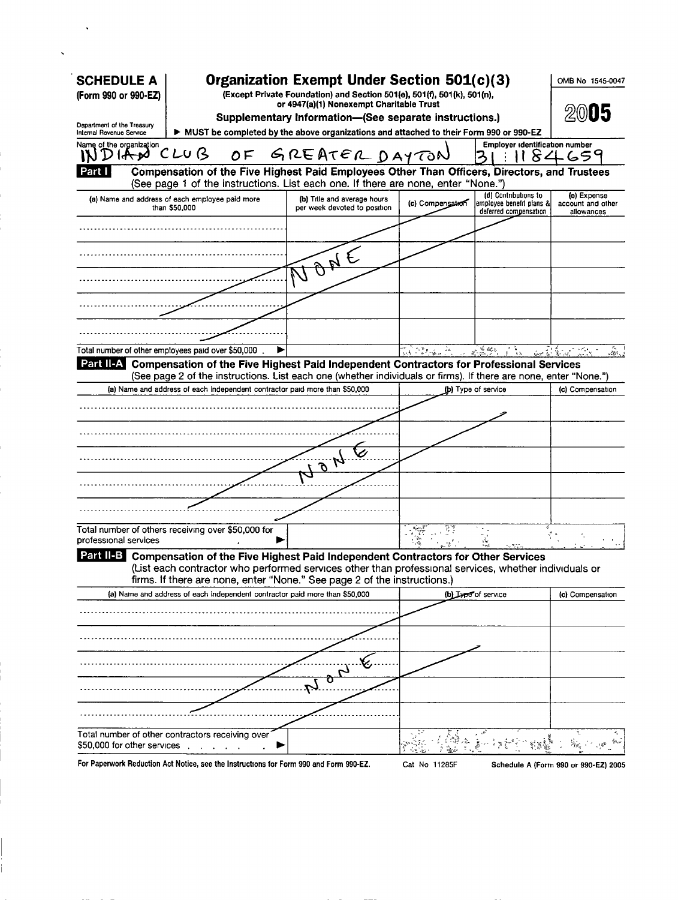**SCHEDULE A** (Form 990 or 990-EZ)

Department of the Treasury
Internal Revenue Service

# Organization Exempt Under Section 501(c)(3)

**(Except Private Foundation) and Section 501(e), 501(f), 501(k), 501(n), or 4947(a)(1) Nonexempt Charitable Trust**

**Supplementary Information—(See separate instructions.)**

▶ **MUST be completed by the above organizations and attached to their Form 990 or 990-EZ**

OMB No 1545-0047

**2005**

Name of the organization: INDIAN CLUB OF GREATER DAYTON

Employer identification number: 31 : 1184659

## Part I — Compensation of the Five Highest Paid Employees Other Than Officers, Directors, and Trustees

(See page 1 of the instructions. List each one. If there are none, enter "None.")

| (a) Name and address of each employee paid more than $50,000 | (b) Title and average hours per week devoted to position | (c) Compensation | (d) Contributions to employee benefit plans & deferred compensation | (e) Expense account and other allowances |
|---|---|---|---|---|
| | NONE | | | |
| | | | | |
| | | | | |
| | | | | |
| | | | | |
| Total number of other employees paid over $50,000 ▶ | | | | |

## Part II-A — Compensation of the Five Highest Paid Independent Contractors for Professional Services

(See page 2 of the instructions. List each one (whether individuals or firms). If there are none, enter "None.")

| (a) Name and address of each independent contractor paid more than $50,000 | (b) Type of service | (c) Compensation |
|---|---|---|
| NONE | | |
| | | |
| | | |
| | | |
| | | |
| Total number of others receiving over $50,000 for professional services ▶ | | |

## Part II-B — Compensation of the Five Highest Paid Independent Contractors for Other Services

(List each contractor who performed services other than professional services, whether individuals or firms. If there are none, enter "None." See page 2 of the instructions.)

| (a) Name and address of each independent contractor paid more than $50,000 | (b) Type of service | (c) Compensation |
|---|---|---|
| NONE | | |
| | | |
| | | |
| | | |
| | | |
| Total number of other contractors receiving over $50,000 for other services ▶ | | |

For Paperwork Reduction Act Notice, see the Instructions for Form 990 and Form 990-EZ. Cat No 11285F Schedule A (Form 990 or 990-EZ) 2005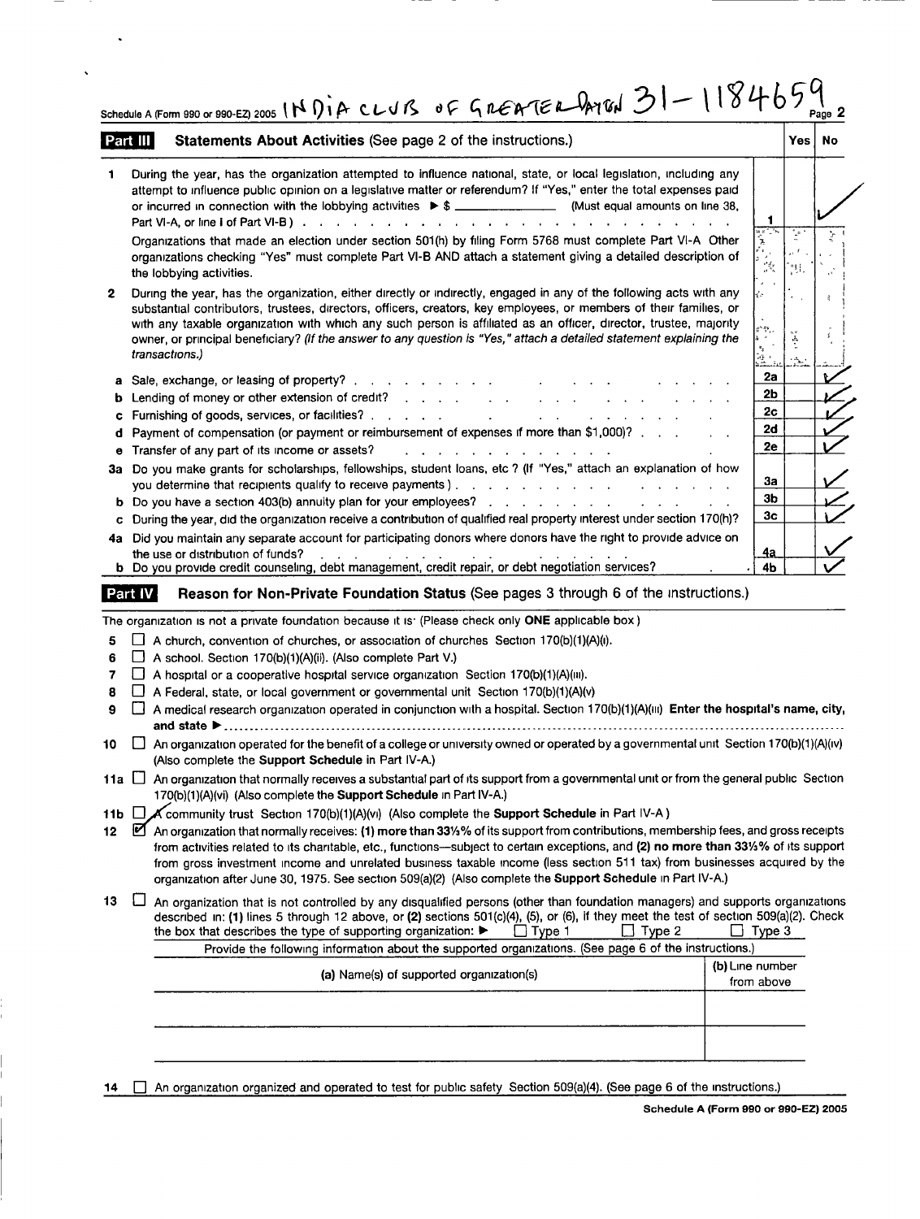Schedule A (Form 990 or 990-EZ) 2005 INDIA CLUB OF GREATER DAYTON 31-1184659

## Part III Statements About Activities (See page 2 of the instructions.)

| | | | Yes | No |
|---|---|---|---|---|
| **1** | During the year, has the organization attempted to influence national, state, or local legislation, including any attempt to influence public opinion on a legislative matter or referendum? If "Yes," enter the total expenses paid or incurred in connection with the lobbying activities ▶ $ ____________ (Must equal amounts on line 38, Part VI-A, or line I of Part VI-B) | 1 | | ✓ |
| | Organizations that made an election under section 501(h) by filing Form 5768 must complete Part VI-A Other organizations checking "Yes" must complete Part VI-B AND attach a statement giving a detailed description of the lobbying activities. | | | |
| **2** | During the year, has the organization, either directly or indirectly, engaged in any of the following acts with any substantial contributors, trustees, directors, officers, creators, key employees, or members of their families, or with any taxable organization with which any such person is affiliated as an officer, director, trustee, majority owner, or principal beneficiary? *(If the answer to any question is "Yes," attach a detailed statement explaining the transactions.)* | | | |
| **a** | Sale, exchange, or leasing of property? | 2a | | ✓ |
| **b** | Lending of money or other extension of credit? | 2b | | ✓ |
| **c** | Furnishing of goods, services, or facilities? | 2c | | ✓ |
| **d** | Payment of compensation (or payment or reimbursement of expenses if more than $1,000)? | 2d | | ✓ |
| **e** | Transfer of any part of its income or assets? | 2e | | ✓ |
| **3a** | Do you make grants for scholarships, fellowships, student loans, etc ? (If "Yes," attach an explanation of how you determine that recipients qualify to receive payments ) | 3a | | ✓ |
| **b** | Do you have a section 403(b) annuity plan for your employees? | 3b | | ✓ |
| **c** | During the year, did the organization receive a contribution of qualified real property interest under section 170(h)? | 3c | | ✓ |
| **4a** | Did you maintain any separate account for participating donors where donors have the right to provide advice on the use or distribution of funds? | 4a | | ✓ |
| **b** | Do you provide credit counseling, debt management, credit repair, or debt negotiation services? | 4b | | ✓ |

## Part IV Reason for Non-Private Foundation Status (See pages 3 through 6 of the instructions.)

The organization is not a private foundation because it is: (Please check only **ONE** applicable box )

- **5** ☐ A church, convention of churches, or association of churches Section 170(b)(1)(A)(i).
- **6** ☐ A school. Section 170(b)(1)(A)(ii). (Also complete Part V.)
- **7** ☐ A hospital or a cooperative hospital service organization Section 170(b)(1)(A)(iii).
- **8** ☐ A Federal, state, or local government or governmental unit Section 170(b)(1)(A)(v)
- **9** ☐ A medical research organization operated in conjunction with a hospital. Section 170(b)(1)(A)(iii) **Enter the hospital's name, city, and state ▶** ..........
- **10** ☐ An organization operated for the benefit of a college or university owned or operated by a governmental unit Section 170(b)(1)(A)(iv) (Also complete the **Support Schedule** in Part IV-A.)
- **11a** ☐ An organization that normally receives a substantial part of its support from a governmental unit or from the general public Section 170(b)(1)(A)(vi) (Also complete the **Support Schedule** in Part IV-A.)
- **11b** ☐ A community trust Section 170(b)(1)(A)(vi) (Also complete the **Support Schedule** in Part IV-A )
- **12** ☑ An organization that normally receives: **(1) more than 33⅓%** of its support from contributions, membership fees, and gross receipts from activities related to its charitable, etc., functions—subject to certain exceptions, and **(2) no more than 33⅓%** of its support from gross investment income and unrelated business taxable income (less section 511 tax) from businesses acquired by the organization after June 30, 1975. See section 509(a)(2) (Also complete the **Support Schedule** in Part IV-A.)
- **13** ☐ An organization that is not controlled by any disqualified persons (other than foundation managers) and supports organizations described in: **(1)** lines 5 through 12 above, or **(2)** sections 501(c)(4), (5), or (6), if they meet the test of section 509(a)(2). Check the box that describes the type of supporting organization: ▶ ☐ Type 1 ☐ Type 2 ☐ Type 3

Provide the following information about the supported organizations. (See page 6 of the instructions.)

| (a) Name(s) of supported organization(s) | (b) Line number from above |
|---|---|
| | |
| | |

- **14** ☐ An organization organized and operated to test for public safety Section 509(a)(4). (See page 6 of the instructions.)

Schedule A (Form 990 or 990-EZ) 2005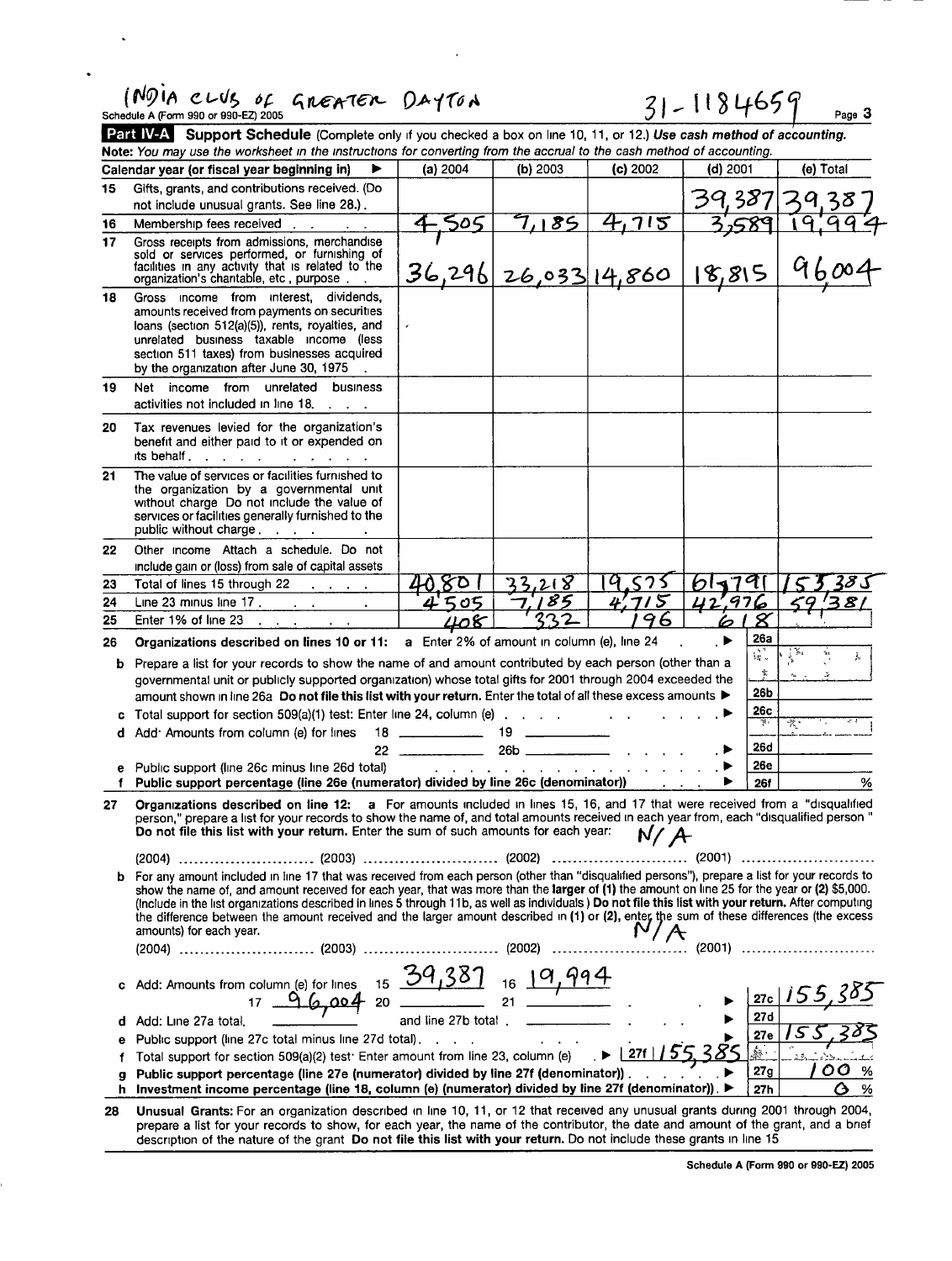INDIA CLUB OF GREATER DAYTON 31-1184659

Schedule A (Form 990 or 990-EZ) 2005 Page 3

**Part IV-A Support Schedule** (Complete only if you checked a box on line 10, 11, or 12.) *Use cash method of accounting.*

*Note: You may use the worksheet in the instructions for converting from the accrual to the cash method of accounting.*

| | Calendar year (or fiscal year beginning in) ▶ | (a) 2004 | (b) 2003 | (c) 2002 | (d) 2001 | (e) Total |
|---|---|---|---|---|---|---|
| 15 | Gifts, grants, and contributions received. (Do not include unusual grants. See line 28.) | | | | 39,387 | 39,387 |
| 16 | Membership fees received | 4,505 | 7,185 | 4,715 | 3,589 | 19,994 |
| 17 | Gross receipts from admissions, merchandise sold or services performed, or furnishing of facilities in any activity that is related to the organization's charitable, etc., purpose | 36,296 | 26,033 | 14,860 | 18,815 | 96004 |
| 18 | Gross income from interest, dividends, amounts received from payments on securities loans (section 512(a)(5)), rents, royalties, and unrelated business taxable income (less section 511 taxes) from businesses acquired by the organization after June 30, 1975 | | | | | |
| 19 | Net income from unrelated business activities not included in line 18 | | | | | |
| 20 | Tax revenues levied for the organization's benefit and either paid to it or expended on its behalf | | | | | |
| 21 | The value of services or facilities furnished to the organization by a governmental unit without charge. Do not include the value of services or facilities generally furnished to the public without charge | | | | | |
| 22 | Other income. Attach a schedule. Do not include gain or (loss) from sale of capital assets | | | | | |
| 23 | Total of lines 15 through 22 | 40801 | 33,218 | 19,575 | 61,791 | 155,385 |
| 24 | Line 23 minus line 17 | 4505 | 7,185 | 4,715 | 42,976 | 59,381 |
| 25 | Enter 1% of line 23 | 408 | 332 | 196 | 618 | |

**26 Organizations described on lines 10 or 11:** **a** Enter 2% of amount in column (e), line 24 ▶ **26a**

**b** Prepare a list for your records to show the name of and amount contributed by each person (other than a governmental unit or publicly supported organization) whose total gifts for 2001 through 2004 exceeded the amount shown in line 26a. **Do not file this list with your return.** Enter the total of all these excess amounts ▶ **26b**

**c** Total support for section 509(a)(1) test: Enter line 24, column (e) ▶ **26c**

**d** Add: Amounts from column (e) for lines 18 ______ 19 ______ 22 ______ 26b ______ ▶ **26d**

**e** Public support (line 26c minus line 26d total) ▶ **26e**

**f Public support percentage (line 26e (numerator) divided by line 26c (denominator))** ▶ **26f** %

**27 Organizations described on line 12:** **a** For amounts included in lines 15, 16, and 17 that were received from a "disqualified person," prepare a list for your records to show the name of, and total amounts received in each year from, each "disqualified person." **Do not file this list with your return.** Enter the sum of such amounts for each year: N/A

(2004) ______ (2003) ______ (2002) ______ (2001) ______

**b** For any amount included in line 17 that was received from each person (other than "disqualified persons"), prepare a list for your records to show the name of, and amount received for each year, that was more than the **larger** of (1) the amount on line 25 for the year or (2) $5,000. (Include in the list organizations described in lines 5 through 11b, as well as individuals.) **Do not file this list with your return.** After computing the difference between the amount received and the larger amount described in (1) or (2), enter the sum of these differences (the excess amounts) for each year. N/A

(2004) ______ (2003) ______ (2002) ______ (2001) ______

**c** Add: Amounts from column (e) for lines 15 39,387 16 19,994 17 96,004 20 ______ 21 ______ ▶ **27c** 155,385

**d** Add: Line 27a total ______ and line 27b total ______ ▶ **27d**

**e** Public support (line 27c total minus line 27d total) ▶ **27e** 155,385

**f** Total support for section 509(a)(2) test: Enter amount from line 23, column (e) ▶ **27f** 155,385

**g Public support percentage (line 27e (numerator) divided by line 27f (denominator))** ▶ **27g** 100 %

**h Investment income percentage (line 18, column (e) (numerator) divided by line 27f (denominator))** ▶ **27h** 0 %

**28 Unusual Grants:** For an organization described in line 10, 11, or 12 that received any unusual grants during 2001 through 2004, prepare a list for your records to show, for each year, the name of the contributor, the date and amount of the grant, and a brief description of the nature of the grant. **Do not file this list with your return.** Do not include these grants in line 15.

Schedule A (Form 990 or 990-EZ) 2005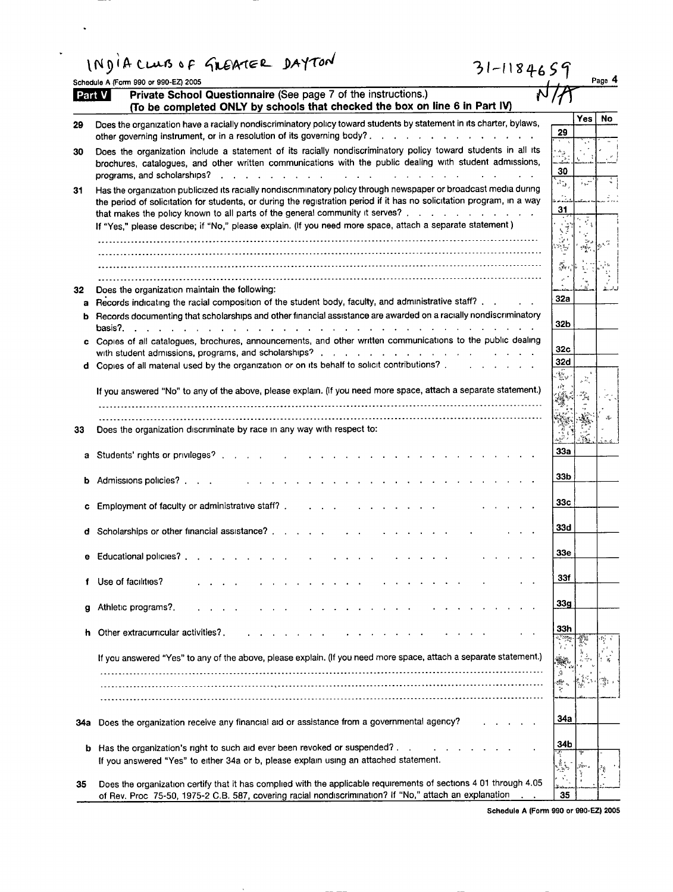INDIA CLUB OF GREATER DAYTON

31-1184659

Schedule A (Form 990 or 990-EZ) 2005

## Part V Private School Questionnaire (See page 7 of the instructions.) (To be completed ONLY by schools that checked the box on line 6 in Part IV)

N/A

| | | | Yes | No |
|---|---|---|---|---|
| **29** | Does the organization have a racially nondiscriminatory policy toward students by statement in its charter, bylaws, other governing instrument, or in a resolution of its governing body? | 29 | | |
| **30** | Does the organization include a statement of its racially nondiscriminatory policy toward students in all its brochures, catalogues, and other written communications with the public dealing with student admissions, programs, and scholarships? | 30 | | |
| **31** | Has the organization publicized its racially nondiscriminatory policy through newspaper or broadcast media during the period of solicitation for students, or during the registration period if it has no solicitation program, in a way that makes the policy known to all parts of the general community it serves? | 31 | | |
| | If "Yes," please describe; if "No," please explain. (If you need more space, attach a separate statement.) | | | |
| **32** | Does the organization maintain the following: | | | |
| **a** | Records indicating the racial composition of the student body, faculty, and administrative staff? | 32a | | |
| **b** | Records documenting that scholarships and other financial assistance are awarded on a racially nondiscriminatory basis? | 32b | | |
| **c** | Copies of all catalogues, brochures, announcements, and other written communications to the public dealing with student admissions, programs, and scholarships? | 32c | | |
| **d** | Copies of all material used by the organization or on its behalf to solicit contributions? | 32d | | |
| | If you answered "No" to any of the above, please explain. (If you need more space, attach a separate statement.) | | | |
| **33** | Does the organization discriminate by race in any way with respect to: | | | |
| **a** | Students' rights or privileges? | 33a | | |
| **b** | Admissions policies? | 33b | | |
| **c** | Employment of faculty or administrative staff? | 33c | | |
| **d** | Scholarships or other financial assistance? | 33d | | |
| **e** | Educational policies? | 33e | | |
| **f** | Use of facilities? | 33f | | |
| **g** | Athletic programs? | 33g | | |
| **h** | Other extracurricular activities? | 33h | | |
| | If you answered "Yes" to any of the above, please explain. (If you need more space, attach a separate statement.) | | | |
| **34a** | Does the organization receive any financial aid or assistance from a governmental agency? | 34a | | |
| **b** | Has the organization's right to such aid ever been revoked or suspended? | 34b | | |
| | If you answered "Yes" to either 34a or b, please explain using an attached statement. | | | |
| **35** | Does the organization certify that it has complied with the applicable requirements of sections 4.01 through 4.05 of Rev. Proc 75-50, 1975-2 C.B. 587, covering racial nondiscrimination? If "No," attach an explanation | 35 | | |

Schedule A (Form 990 or 990-EZ) 2005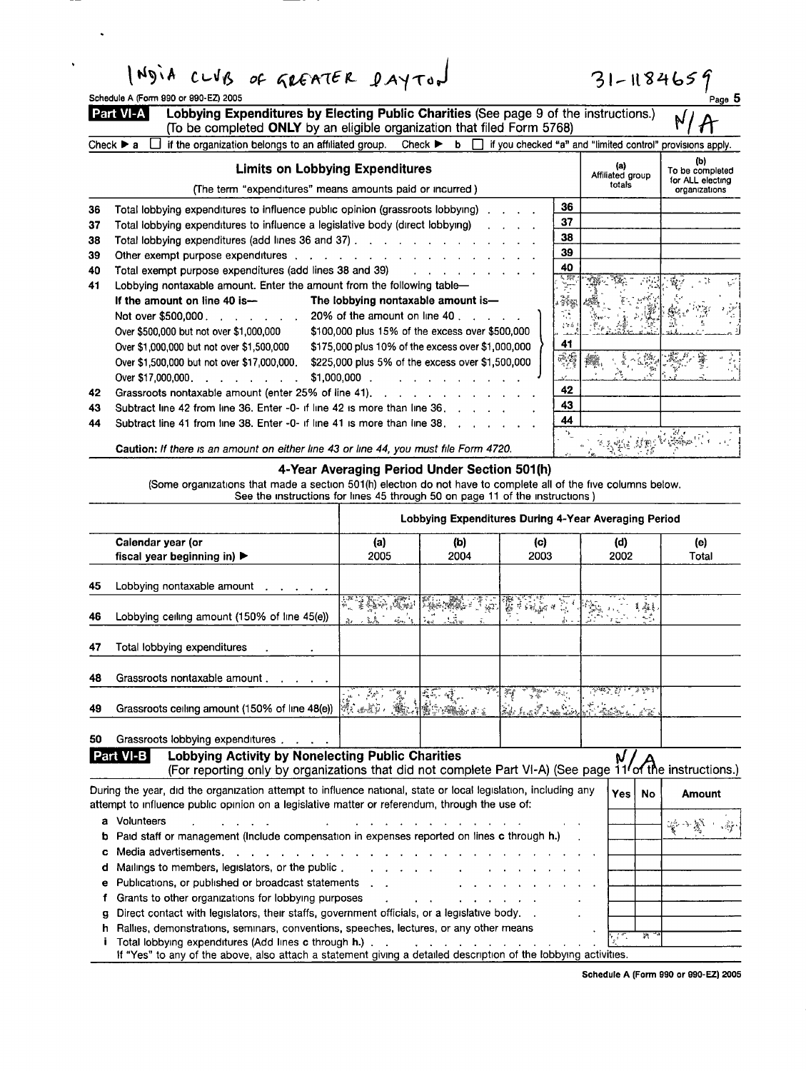INDIA CLUB OF GREATER DAYTON 31-1184659

Schedule A (Form 990 or 990-EZ) 2005

## Part VI-A Lobbying Expenditures by Electing Public Charities (See page 9 of the instructions.) (To be completed ONLY by an eligible organization that filed Form 5768)

N/A

Check ▶ a ☐ if the organization belongs to an affiliated group. Check ▶ b ☐ if you checked "a" and "limited control" provisions apply.

| | Limits on Lobbying Expenditures (The term "expenditures" means amounts paid or incurred.) | | (a) Affiliated group totals | (b) To be completed for ALL electing organizations |
|---|---|---|---|---|
| 36 | Total lobbying expenditures to influence public opinion (grassroots lobbying) | 36 | | |
| 37 | Total lobbying expenditures to influence a legislative body (direct lobbying) | 37 | | |
| 38 | Total lobbying expenditures (add lines 36 and 37) | 38 | | |
| 39 | Other exempt purpose expenditures | 39 | | |
| 40 | Total exempt purpose expenditures (add lines 38 and 39) | 40 | | |
| 41 | Lobbying nontaxable amount. Enter the amount from the following table— If the amount on line 40 is— The lobbying nontaxable amount is— Not over $500,000 — 20% of the amount on line 40; Over $500,000 but not over $1,000,000 — $100,000 plus 15% of the excess over $500,000; Over $1,000,000 but not over $1,500,000 — $175,000 plus 10% of the excess over $1,000,000; Over $1,500,000 but not over $17,000,000 — $225,000 plus 5% of the excess over $1,500,000; Over $17,000,000 — $1,000,000 | 41 | | |
| 42 | Grassroots nontaxable amount (enter 25% of line 41) | 42 | | |
| 43 | Subtract line 42 from line 36. Enter -0- if line 42 is more than line 36 | 43 | | |
| 44 | Subtract line 41 from line 38. Enter -0- if line 41 is more than line 38 | 44 | | |

**Caution:** *If there is an amount on either line 43 or line 44, you must file Form 4720.*

### 4-Year Averaging Period Under Section 501(h)

(Some organizations that made a section 501(h) election do not have to complete all of the five columns below. See the instructions for lines 45 through 50 on page 11 of the instructions.)

| | | Lobbying Expenditures During 4-Year Averaging Period | | | | |
|---|---|---|---|---|---|---|
| | Calendar year (or fiscal year beginning in) ▶ | (a) 2005 | (b) 2004 | (c) 2003 | (d) 2002 | (e) Total |
| 45 | Lobbying nontaxable amount | | | | | |
| 46 | Lobbying ceiling amount (150% of line 45(e)) | | | | | |
| 47 | Total lobbying expenditures | | | | | |
| 48 | Grassroots nontaxable amount | | | | | |
| 49 | Grassroots ceiling amount (150% of line 48(e)) | | | | | |
| 50 | Grassroots lobbying expenditures | | | | | |

## Part VI-B Lobbying Activity by Nonelecting Public Charities (For reporting only by organizations that did not complete Part VI-A) (See page 11 of the instructions.)

N/A

| During the year, did the organization attempt to influence national, state or local legislation, including any attempt to influence public opinion on a legislative matter or referendum, through the use of: | Yes | No | Amount |
|---|---|---|---|
| a Volunteers | | | |
| b Paid staff or management (Include compensation in expenses reported on lines c through h.) | | | |
| c Media advertisements | | | |
| d Mailings to members, legislators, or the public | | | |
| e Publications, or published or broadcast statements | | | |
| f Grants to other organizations for lobbying purposes | | | |
| g Direct contact with legislators, their staffs, government officials, or a legislative body | | | |
| h Rallies, demonstrations, seminars, conventions, speeches, lectures, or any other means | | | |
| i Total lobbying expenditures (Add lines c through h.) | | | |

If "Yes" to any of the above, also attach a statement giving a detailed description of the lobbying activities.

Schedule A (Form 990 or 990-EZ) 2005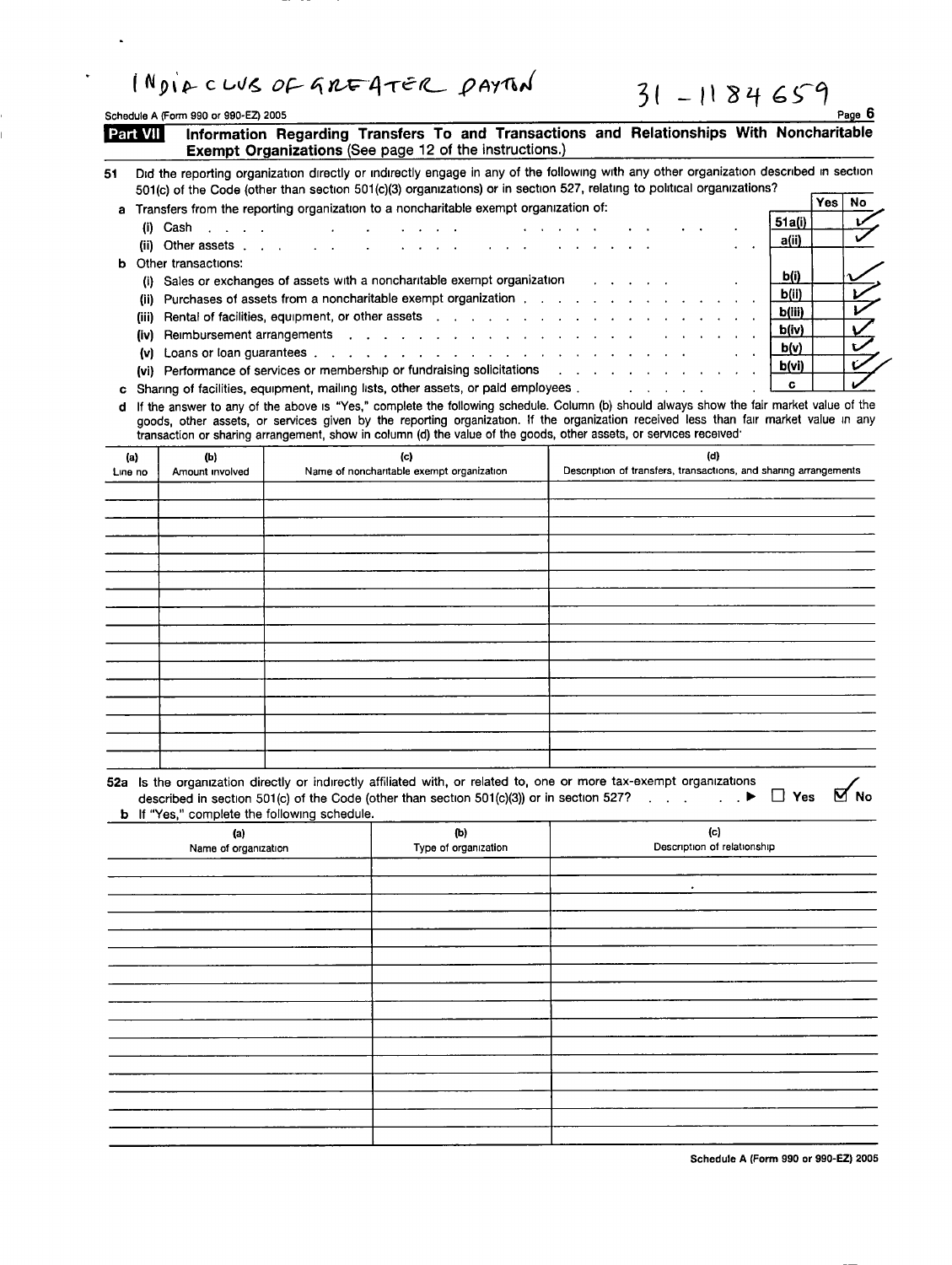INDIA CLUB OF GREATER DAYTON 31-1184659

Schedule A (Form 990 or 990-EZ) 2005

## Part VII Information Regarding Transfers To and Transactions and Relationships With Noncharitable Exempt Organizations (See page 12 of the instructions.)

**51** Did the reporting organization directly or indirectly engage in any of the following with any other organization described in section 501(c) of the Code (other than section 501(c)(3) organizations) or in section 527, relating to political organizations?

| | | Yes | No |
|---|---|---|---|
| **a** Transfers from the reporting organization to a noncharitable exempt organization of: | | | |
| (i) Cash | 51a(i) | | ✓ |
| (ii) Other assets | a(ii) | | ✓ |
| **b** Other transactions: | | | |
| (i) Sales or exchanges of assets with a noncharitable exempt organization | b(i) | | ✓ |
| (ii) Purchases of assets from a noncharitable exempt organization | b(ii) | | ✓ |
| (iii) Rental of facilities, equipment, or other assets | b(iii) | | ✓ |
| (iv) Reimbursement arrangements | b(iv) | | ✓ |
| (v) Loans or loan guarantees | b(v) | | ✓ |
| (vi) Performance of services or membership or fundraising solicitations | b(vi) | | ✓ |
| **c** Sharing of facilities, equipment, mailing lists, other assets, or paid employees | c | | ✓ |

**d** If the answer to any of the above is "Yes," complete the following schedule. Column (b) should always show the fair market value of the goods, other assets, or services given by the reporting organization. If the organization received less than fair market value in any transaction or sharing arrangement, show in column (d) the value of the goods, other assets, or services received:

| (a) Line no | (b) Amount involved | (c) Name of noncharitable exempt organization | (d) Description of transfers, transactions, and sharing arrangements |
|---|---|---|---|
| | | | |

**52a** Is the organization directly or indirectly affiliated with, or related to, one or more tax-exempt organizations described in section 501(c) of the Code (other than section 501(c)(3)) or in section 527? ▶ ☐ Yes ☑ No

**b** If "Yes," complete the following schedule.

| (a) Name of organization | (b) Type of organization | (c) Description of relationship |
|---|---|---|
| | | |

Schedule A (Form 990 or 990-EZ) 2005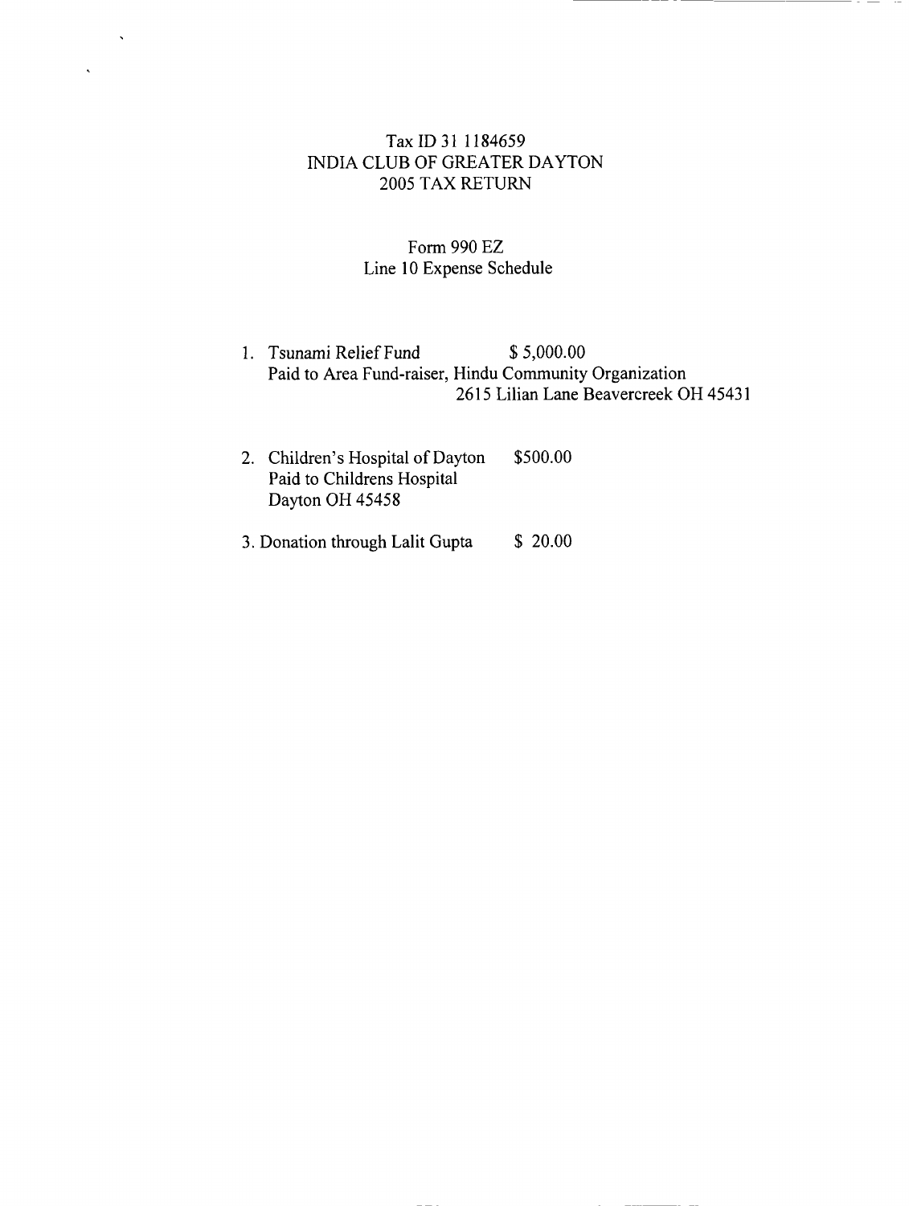Tax ID 31 1184659
INDIA CLUB OF GREATER DAYTON
2005 TAX RETURN

Form 990 EZ
Line 10 Expense Schedule

1. Tsunami Relief Fund $ 5,000.00
   Paid to Area Fund-raiser, Hindu Community Organization
   2615 Lilian Lane Beavercreek OH 45431

2. Children's Hospital of Dayton $500.00
   Paid to Childrens Hospital
   Dayton OH 45458

3. Donation through Lalit Gupta $ 20.00